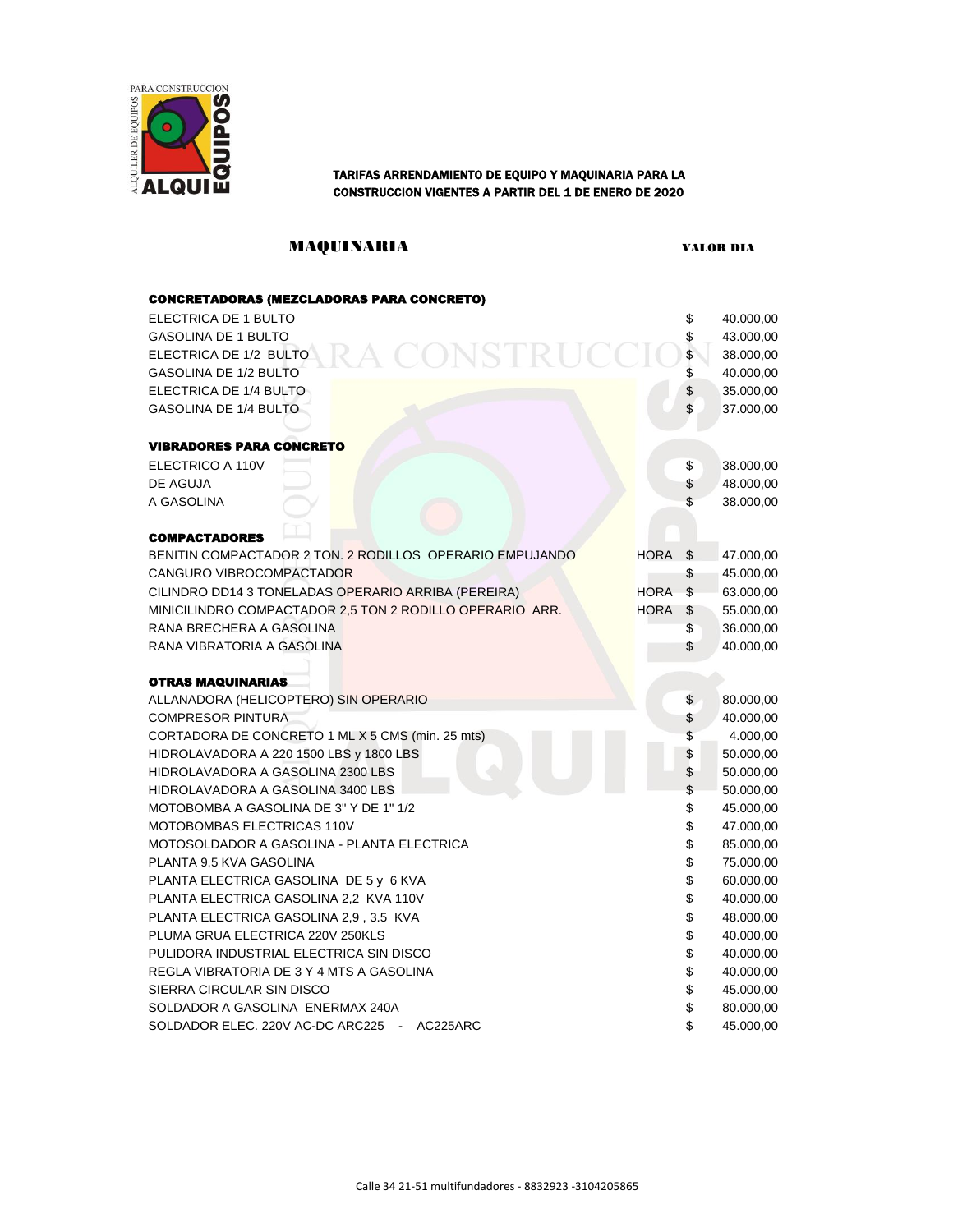# TARIFAS ARRENDAMIENTO DE EQUIPO Y MAQUINARIA PARA LA CONSTRUCCION VIGENTES A PARTIR DEL 1 DE ENERO DE 2020

## MAQUINARIA

| | | | VALOR DIA |
|---|---|---|---|
| **CONCRETADORAS (MEZCLADORAS PARA CONCRETO)** | | | |
| ELECTRICA DE 1 BULTO | | $ | 40.000,00 |
| GASOLINA DE 1 BULTO | | $ | 43.000,00 |
| ELECTRICA DE 1/2 BULTO | | $ | 38.000,00 |
| GASOLINA DE 1/2 BULTO | | $ | 40.000,00 |
| ELECTRICA DE 1/4 BULTO | | $ | 35.000,00 |
| GASOLINA DE 1/4 BULTO | | $ | 37.000,00 |
| **VIBRADORES PARA CONCRETO** | | | |
| ELECTRICO A 110V | | $ | 38.000,00 |
| DE AGUJA | | $ | 48.000,00 |
| A GASOLINA | | $ | 38.000,00 |
| **COMPACTADORES** | | | |
| BENITIN COMPACTADOR 2 TON. 2 RODILLOS OPERARIO EMPUJANDO | HORA | $ | 47.000,00 |
| CANGURO VIBROCOMPACTADOR | | $ | 45.000,00 |
| CILINDRO DD14 3 TONELADAS OPERARIO ARRIBA (PEREIRA) | HORA | $ | 63.000,00 |
| MINICILINDRO COMPACTADOR 2,5 TON 2 RODILLO OPERARIO ARR. | HORA | $ | 55.000,00 |
| RANA BRECHERA A GASOLINA | | $ | 36.000,00 |
| RANA VIBRATORIA A GASOLINA | | $ | 40.000,00 |
| **OTRAS MAQUINARIAS** | | | |
| ALLANADORA (HELICOPTERO) SIN OPERARIO | | $ | 80.000,00 |
| COMPRESOR PINTURA | | $ | 40.000,00 |
| CORTADORA DE CONCRETO 1 ML X 5 CMS (min. 25 mts) | | $ | 4.000,00 |
| HIDROLAVADORA A 220 1500 LBS y 1800 LBS | | $ | 50.000,00 |
| HIDROLAVADORA A GASOLINA 2300 LBS | | $ | 50.000,00 |
| HIDROLAVADORA A GASOLINA 3400 LBS | | $ | 50.000,00 |
| MOTOBOMBA A GASOLINA DE 3" Y DE 1" 1/2 | | $ | 45.000,00 |
| MOTOBOMBAS ELECTRICAS 110V | | $ | 47.000,00 |
| MOTOSOLDADOR A GASOLINA - PLANTA ELECTRICA | | $ | 85.000,00 |
| PLANTA 9,5 KVA GASOLINA | | $ | 75.000,00 |
| PLANTA ELECTRICA GASOLINA DE 5 y 6 KVA | | $ | 60.000,00 |
| PLANTA ELECTRICA GASOLINA 2,2 KVA 110V | | $ | 40.000,00 |
| PLANTA ELECTRICA GASOLINA 2,9 , 3.5 KVA | | $ | 48.000,00 |
| PLUMA GRUA ELECTRICA 220V 250KLS | | $ | 40.000,00 |
| PULIDORA INDUSTRIAL ELECTRICA SIN DISCO | | $ | 40.000,00 |
| REGLA VIBRATORIA DE 3 Y 4 MTS A GASOLINA | | $ | 40.000,00 |
| SIERRA CIRCULAR SIN DISCO | | $ | 45.000,00 |
| SOLDADOR A GASOLINA ENERMAX 240A | | $ | 80.000,00 |
| SOLDADOR ELEC. 220V AC-DC ARC225 - AC225ARC | | $ | 45.000,00 |

Calle 34 21-51 multifundadores - 8832923 -3104205865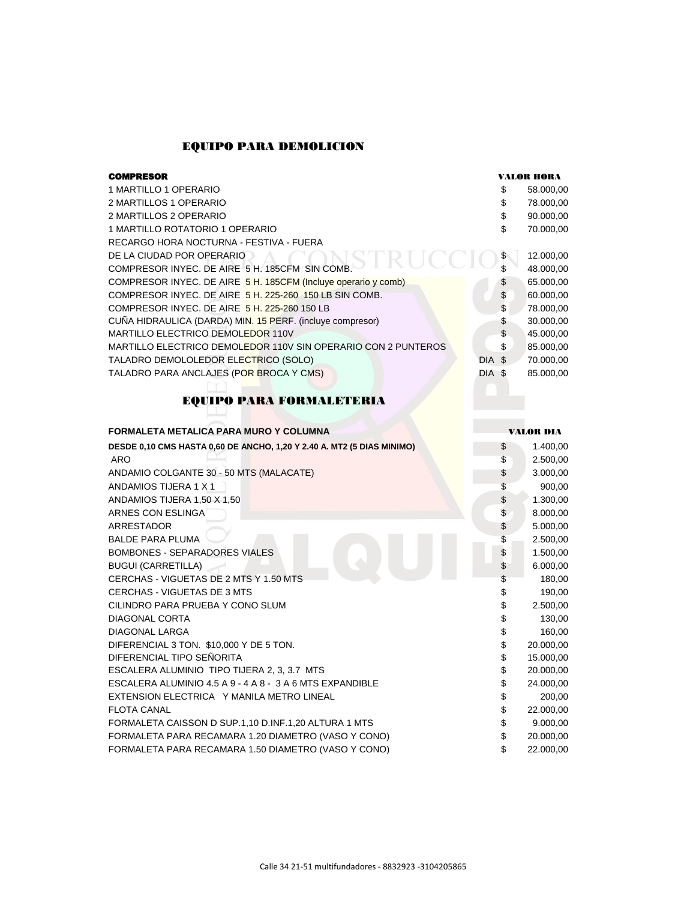## EQUIPO PARA DEMOLICION

| COMPRESOR | | VALOR HORA |
|---|---|---|
| 1 MARTILLO 1 OPERARIO | | $ 58.000,00 |
| 2 MARTILLOS 1 OPERARIO | | $ 78.000,00 |
| 2 MARTILLOS 2 OPERARIO | | $ 90.000,00 |
| 1 MARTILLO ROTATORIO 1 OPERARIO | | $ 70.000,00 |
| RECARGO HORA NOCTURNA - FESTIVA - FUERA DE LA CIUDAD POR OPERARIO | | $ 12.000,00 |
| COMPRESOR INYEC. DE AIRE 5 H. 185CFM SIN COMB. | | $ 48.000,00 |
| COMPRESOR INYEC. DE AIRE 5 H. 185CFM (Incluye operario y comb) | | $ 65.000,00 |
| COMPRESOR INYEC. DE AIRE 5 H. 225-260 150 LB SIN COMB. | | $ 60.000,00 |
| COMPRESOR INYEC. DE AIRE 5 H. 225-260 150 LB | | $ 78.000,00 |
| CUÑA HIDRAULICA (DARDA) MIN. 15 PERF. (incluye compresor) | | $ 30.000,00 |
| MARTILLO ELECTRICO DEMOLEDOR 110V | | $ 45.000,00 |
| MARTILLO ELECTRICO DEMOLEDOR 110V SIN OPERARIO CON 2 PUNTEROS | | $ 85.000,00 |
| TALADRO DEMOLOLEDOR ELECTRICO (SOLO) | DIA | $ 70.000,00 |
| TALADRO PARA ANCLAJES (POR BROCA Y CMS) | DIA | $ 85.000,00 |

## EQUIPO PARA FORMALETERIA

| FORMALETA METALICA PARA MURO Y COLUMNA | VALOR DIA |
|---|---|
| **DESDE 0,10 CMS HASTA 0,60 DE ANCHO, 1,20 Y 2.40 A. MT2 (5 DIAS MINIMO)** | $ 1.400,00 |
| ARO | $ 2.500,00 |
| ANDAMIO COLGANTE 30 - 50 MTS (MALACATE) | $ 3.000,00 |
| ANDAMIOS TIJERA 1 X 1 | $ 900,00 |
| ANDAMIOS TIJERA 1,50 X 1,50 | $ 1.300,00 |
| ARNES CON ESLINGA | $ 8.000,00 |
| ARRESTADOR | $ 5.000,00 |
| BALDE PARA PLUMA | $ 2.500,00 |
| BOMBONES - SEPARADORES VIALES | $ 1.500,00 |
| BUGUI (CARRETILLA) | $ 6.000,00 |
| CERCHAS - VIGUETAS DE 2 MTS Y 1.50 MTS | $ 180,00 |
| CERCHAS - VIGUETAS DE 3 MTS | $ 190,00 |
| CILINDRO PARA PRUEBA Y CONO SLUM | $ 2.500,00 |
| DIAGONAL CORTA | $ 130,00 |
| DIAGONAL LARGA | $ 160,00 |
| DIFERENCIAL 3 TON. $10,000 Y DE 5 TON. | $ 20.000,00 |
| DIFERENCIAL TIPO SEÑORITA | $ 15.000,00 |
| ESCALERA ALUMINIO TIPO TIJERA 2, 3, 3.7 MTS | $ 20.000,00 |
| ESCALERA ALUMINIO 4.5 A 9 - 4 A 8 - 3 A 6 MTS EXPANDIBLE | $ 24.000,00 |
| EXTENSION ELECTRICA Y MANILA METRO LINEAL | $ 200,00 |
| FLOTA CANAL | $ 22.000,00 |
| FORMALETA CAISSON D SUP.1,10 D.INF.1,20 ALTURA 1 MTS | $ 9.000,00 |
| FORMALETA PARA RECAMARA 1.20 DIAMETRO (VASO Y CONO) | $ 20.000,00 |
| FORMALETA PARA RECAMARA 1.50 DIAMETRO (VASO Y CONO) | $ 22.000,00 |

Calle 34 21-51 multifundadores - 8832923 -3104205865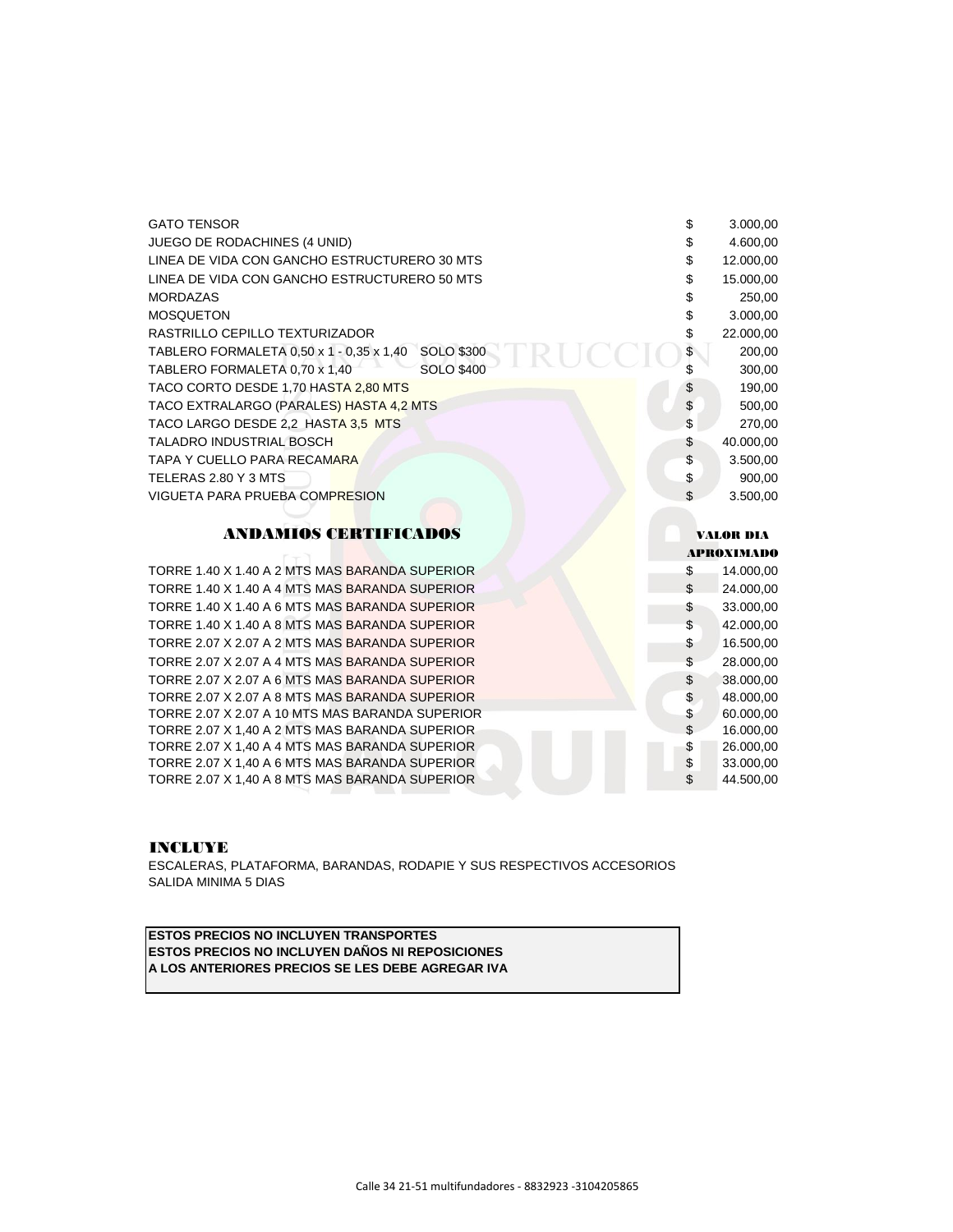| | |
|---|---|
| GATO TENSOR | $ 3.000,00 |
| JUEGO DE RODACHINES (4 UNID) | $ 4.600,00 |
| LINEA DE VIDA CON GANCHO ESTRUCTURERO 30 MTS | $ 12.000,00 |
| LINEA DE VIDA CON GANCHO ESTRUCTURERO 50 MTS | $ 15.000,00 |
| MORDAZAS | $ 250,00 |
| MOSQUETON | $ 3.000,00 |
| RASTRILLO CEPILLO TEXTURIZADOR | $ 22.000,00 |
| TABLERO FORMALETA 0,50 x 1 - 0,35 x 1,40 SOLO $300 | $ 200,00 |
| TABLERO FORMALETA 0,70 x 1,40 SOLO $400 | $ 300,00 |
| TACO CORTO DESDE 1,70 HASTA 2,80 MTS | $ 190,00 |
| TACO EXTRALARGO (PARALES) HASTA 4,2 MTS | $ 500,00 |
| TACO LARGO DESDE 2,2 HASTA 3,5 MTS | $ 270,00 |
| TALADRO INDUSTRIAL BOSCH | $ 40.000,00 |
| TAPA Y CUELLO PARA RECAMARA | $ 3.500,00 |
| TELERAS 2.80 Y 3 MTS | $ 900,00 |
| VIGUETA PARA PRUEBA COMPRESION | $ 3.500,00 |

## ANDAMIOS CERTIFICADOS

| ANDAMIOS CERTIFICADOS | VALOR DIA APROXIMADO |
|---|---|
| TORRE 1.40 X 1.40 A 2 MTS MAS BARANDA SUPERIOR | $ 14.000,00 |
| TORRE 1.40 X 1.40 A 4 MTS MAS BARANDA SUPERIOR | $ 24.000,00 |
| TORRE 1.40 X 1.40 A 6 MTS MAS BARANDA SUPERIOR | $ 33.000,00 |
| TORRE 1.40 X 1.40 A 8 MTS MAS BARANDA SUPERIOR | $ 42.000,00 |
| TORRE 2.07 X 2.07 A 2 MTS MAS BARANDA SUPERIOR | $ 16.500,00 |
| TORRE 2.07 X 2.07 A 4 MTS MAS BARANDA SUPERIOR | $ 28.000,00 |
| TORRE 2.07 X 2.07 A 6 MTS MAS BARANDA SUPERIOR | $ 38.000,00 |
| TORRE 2.07 X 2.07 A 8 MTS MAS BARANDA SUPERIOR | $ 48.000,00 |
| TORRE 2.07 X 2.07 A 10 MTS MAS BARANDA SUPERIOR | $ 60.000,00 |
| TORRE 2.07 X 1,40 A 2 MTS MAS BARANDA SUPERIOR | $ 16.000,00 |
| TORRE 2.07 X 1,40 A 4 MTS MAS BARANDA SUPERIOR | $ 26.000,00 |
| TORRE 2.07 X 1,40 A 6 MTS MAS BARANDA SUPERIOR | $ 33.000,00 |
| TORRE 2.07 X 1,40 A 8 MTS MAS BARANDA SUPERIOR | $ 44.500,00 |

## INCLUYE

ESCALERAS, PLATAFORMA, BARANDAS, RODAPIE Y SUS RESPECTIVOS ACCESORIOS
SALIDA MINIMA 5 DIAS

**ESTOS PRECIOS NO INCLUYEN TRANSPORTES**
**ESTOS PRECIOS NO INCLUYEN DAÑOS NI REPOSICIONES**
**A LOS ANTERIORES PRECIOS SE LES DEBE AGREGAR IVA**

Calle 34 21-51 multifundadores - 8832923 -3104205865